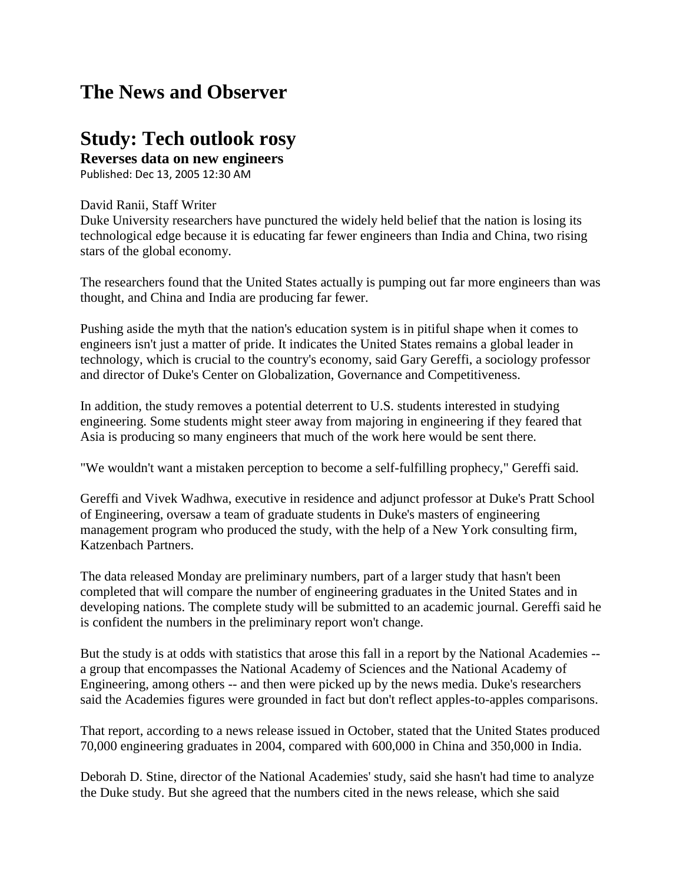# The News and Observer

# Study: Tech outlook rosy

**Reverses data on new engineers**

Published: Dec 13, 2005 12:30 AM

David Ranii, Staff Writer

Duke University researchers have punctured the widely held belief that the nation is losing its technological edge because it is educating far fewer engineers than India and China, two rising stars of the global economy.

The researchers found that the United States actually is pumping out far more engineers than was thought, and China and India are producing far fewer.

Pushing aside the myth that the nation's education system is in pitiful shape when it comes to engineers isn't just a matter of pride. It indicates the United States remains a global leader in technology, which is crucial to the country's economy, said Gary Gereffi, a sociology professor and director of Duke's Center on Globalization, Governance and Competitiveness.

In addition, the study removes a potential deterrent to U.S. students interested in studying engineering. Some students might steer away from majoring in engineering if they feared that Asia is producing so many engineers that much of the work here would be sent there.

"We wouldn't want a mistaken perception to become a self-fulfilling prophecy," Gereffi said.

Gereffi and Vivek Wadhwa, executive in residence and adjunct professor at Duke's Pratt School of Engineering, oversaw a team of graduate students in Duke's masters of engineering management program who produced the study, with the help of a New York consulting firm, Katzenbach Partners.

The data released Monday are preliminary numbers, part of a larger study that hasn't been completed that will compare the number of engineering graduates in the United States and in developing nations. The complete study will be submitted to an academic journal. Gereffi said he is confident the numbers in the preliminary report won't change.

But the study is at odds with statistics that arose this fall in a report by the National Academies -- a group that encompasses the National Academy of Sciences and the National Academy of Engineering, among others -- and then were picked up by the news media. Duke's researchers said the Academies figures were grounded in fact but don't reflect apples-to-apples comparisons.

That report, according to a news release issued in October, stated that the United States produced 70,000 engineering graduates in 2004, compared with 600,000 in China and 350,000 in India.

Deborah D. Stine, director of the National Academies' study, said she hasn't had time to analyze the Duke study. But she agreed that the numbers cited in the news release, which she said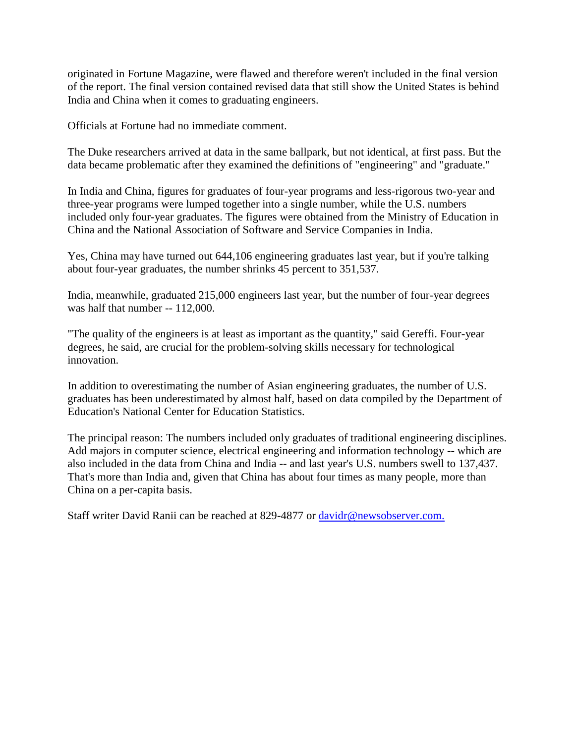originated in Fortune Magazine, were flawed and therefore weren't included in the final version of the report. The final version contained revised data that still show the United States is behind India and China when it comes to graduating engineers.

Officials at Fortune had no immediate comment.

The Duke researchers arrived at data in the same ballpark, but not identical, at first pass. But the data became problematic after they examined the definitions of "engineering" and "graduate."

In India and China, figures for graduates of four-year programs and less-rigorous two-year and three-year programs were lumped together into a single number, while the U.S. numbers included only four-year graduates. The figures were obtained from the Ministry of Education in China and the National Association of Software and Service Companies in India.

Yes, China may have turned out 644,106 engineering graduates last year, but if you're talking about four-year graduates, the number shrinks 45 percent to 351,537.

India, meanwhile, graduated 215,000 engineers last year, but the number of four-year degrees was half that number -- 112,000.

"The quality of the engineers is at least as important as the quantity," said Gereffi. Four-year degrees, he said, are crucial for the problem-solving skills necessary for technological innovation.

In addition to overestimating the number of Asian engineering graduates, the number of U.S. graduates has been underestimated by almost half, based on data compiled by the Department of Education's National Center for Education Statistics.

The principal reason: The numbers included only graduates of traditional engineering disciplines. Add majors in computer science, electrical engineering and information technology -- which are also included in the data from China and India -- and last year's U.S. numbers swell to 137,437. That's more than India and, given that China has about four times as many people, more than China on a per-capita basis.

Staff writer David Ranii can be reached at 829-4877 or [davidr@newsobserver.com.](mailto:davidr@newsobserver.com)